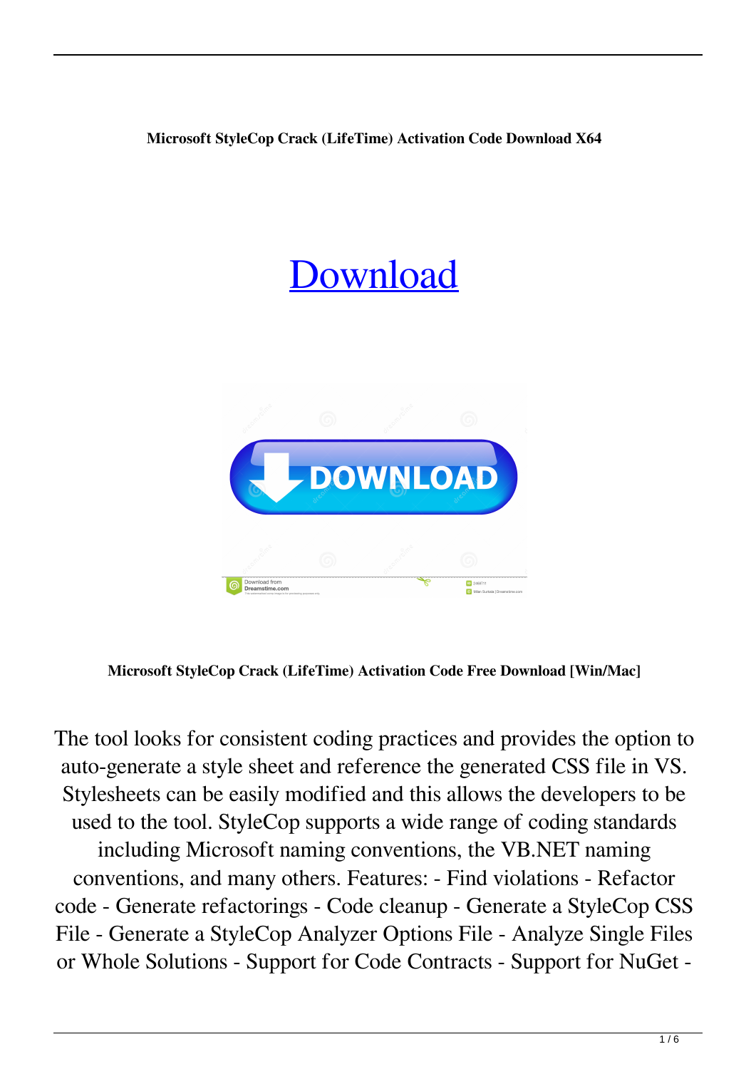**Microsoft StyleCop Crack (LifeTime) Activation Code Download X64**

# Download

**Microsoft StyleCop Crack (LifeTime) Activation Code Free Download [Win/Mac]**

The tool looks for consistent coding practices and provides the option to auto-generate a style sheet and reference the generated CSS file in VS. Stylesheets can be easily modified and this allows the developers to be used to the tool. StyleCop supports a wide range of coding standards including Microsoft naming conventions, the VB.NET naming conventions, and many others. Features: - Find violations - Refactor code - Generate refactorings - Code cleanup - Generate a StyleCop CSS File - Generate a StyleCop Analyzer Options File - Analyze Single Files or Whole Solutions - Support for Code Contracts - Support for NuGet -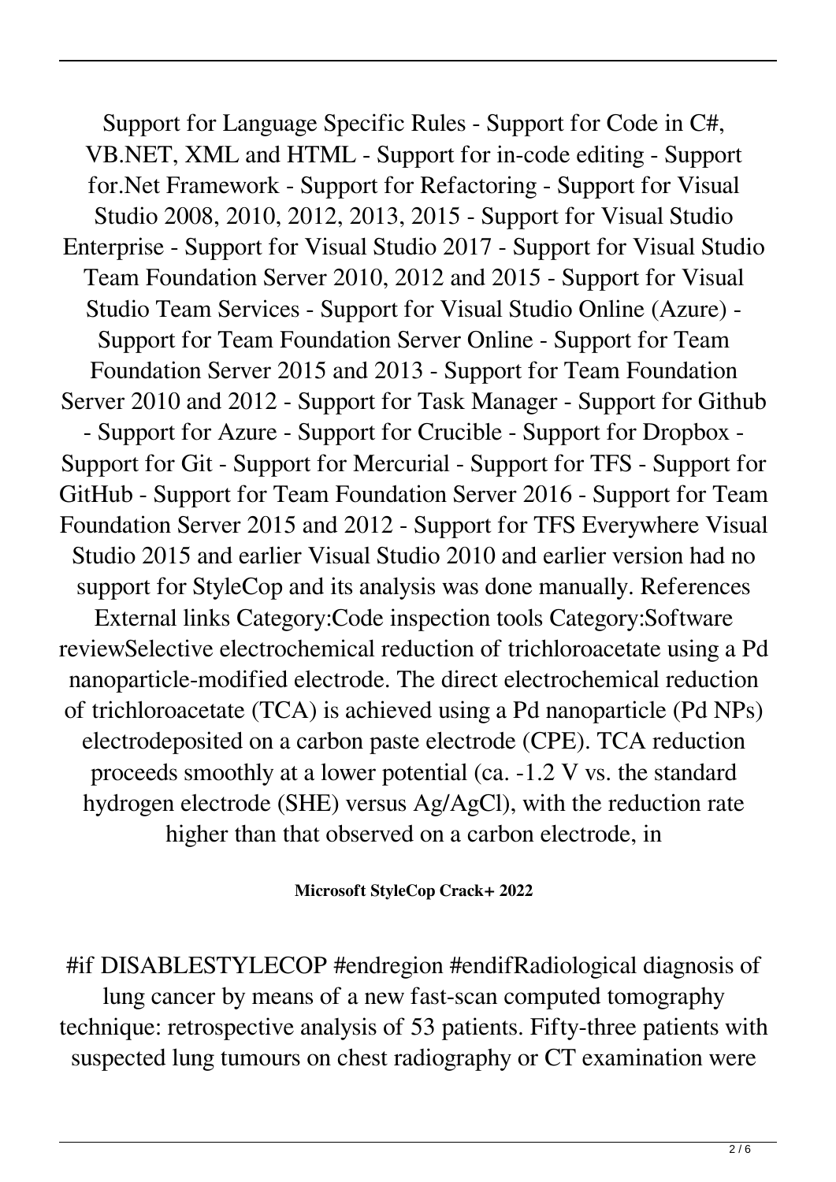Support for Language Specific Rules - Support for Code in C#, VB.NET, XML and HTML - Support for in-code editing - Support for.Net Framework - Support for Refactoring - Support for Visual Studio 2008, 2010, 2012, 2013, 2015 - Support for Visual Studio Enterprise - Support for Visual Studio 2017 - Support for Visual Studio Team Foundation Server 2010, 2012 and 2015 - Support for Visual Studio Team Services - Support for Visual Studio Online (Azure) - Support for Team Foundation Server Online - Support for Team Foundation Server 2015 and 2013 - Support for Team Foundation Server 2010 and 2012 - Support for Task Manager - Support for Github - Support for Azure - Support for Crucible - Support for Dropbox - Support for Git - Support for Mercurial - Support for TFS - Support for GitHub - Support for Team Foundation Server 2016 - Support for Team Foundation Server 2015 and 2012 - Support for TFS Everywhere Visual Studio 2015 and earlier Visual Studio 2010 and earlier version had no support for StyleCop and its analysis was done manually. References External links Category:Code inspection tools Category:Software reviewSelective electrochemical reduction of trichloroacetate using a Pd nanoparticle-modified electrode. The direct electrochemical reduction of trichloroacetate (TCA) is achieved using a Pd nanoparticle (Pd NPs) electrodeposited on a carbon paste electrode (CPE). TCA reduction proceeds smoothly at a lower potential (ca. -1.2 V vs. the standard hydrogen electrode (SHE) versus Ag/AgCl), with the reduction rate higher than that observed on a carbon electrode, in

**Microsoft StyleCop Crack+ 2022**

#if DISABLESTYLECOP #endregion #endifRadiological diagnosis of lung cancer by means of a new fast-scan computed tomography technique: retrospective analysis of 53 patients. Fifty-three patients with suspected lung tumours on chest radiography or CT examination were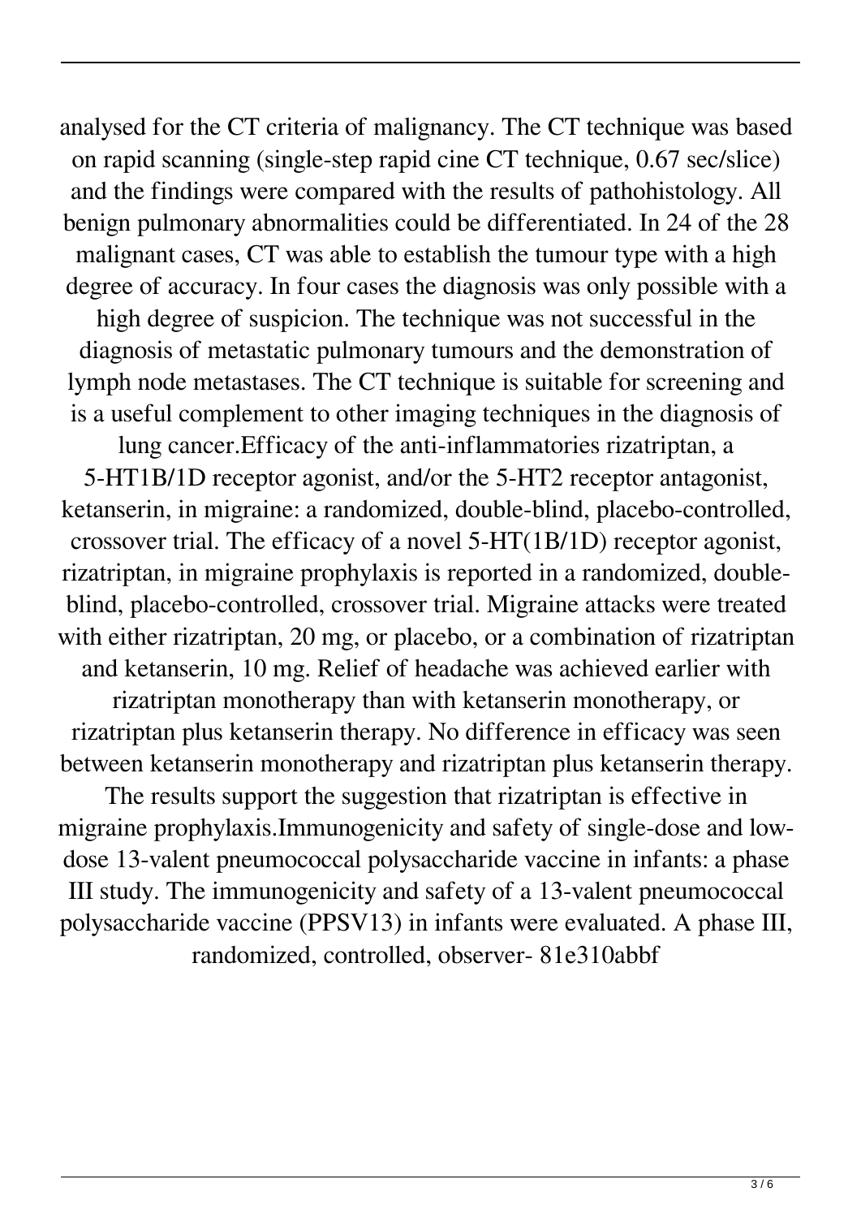analysed for the CT criteria of malignancy. The CT technique was based on rapid scanning (single-step rapid cine CT technique, 0.67 sec/slice) and the findings were compared with the results of pathohistology. All benign pulmonary abnormalities could be differentiated. In 24 of the 28 malignant cases, CT was able to establish the tumour type with a high degree of accuracy. In four cases the diagnosis was only possible with a high degree of suspicion. The technique was not successful in the diagnosis of metastatic pulmonary tumours and the demonstration of lymph node metastases. The CT technique is suitable for screening and is a useful complement to other imaging techniques in the diagnosis of lung cancer.Efficacy of the anti-inflammatories rizatriptan, a 5-HT1B/1D receptor agonist, and/or the 5-HT2 receptor antagonist, ketanserin, in migraine: a randomized, double-blind, placebo-controlled, crossover trial. The efficacy of a novel 5-HT(1B/1D) receptor agonist, rizatriptan, in migraine prophylaxis is reported in a randomized, double-blind, placebo-controlled, crossover trial. Migraine attacks were treated with either rizatriptan, 20 mg, or placebo, or a combination of rizatriptan and ketanserin, 10 mg. Relief of headache was achieved earlier with rizatriptan monotherapy than with ketanserin monotherapy, or rizatriptan plus ketanserin therapy. No difference in efficacy was seen between ketanserin monotherapy and rizatriptan plus ketanserin therapy. The results support the suggestion that rizatriptan is effective in migraine prophylaxis.Immunogenicity and safety of single-dose and low-dose 13-valent pneumococcal polysaccharide vaccine in infants: a phase III study. The immunogenicity and safety of a 13-valent pneumococcal polysaccharide vaccine (PPSV13) in infants were evaluated. A phase III, randomized, controlled, observer- 81e310abbf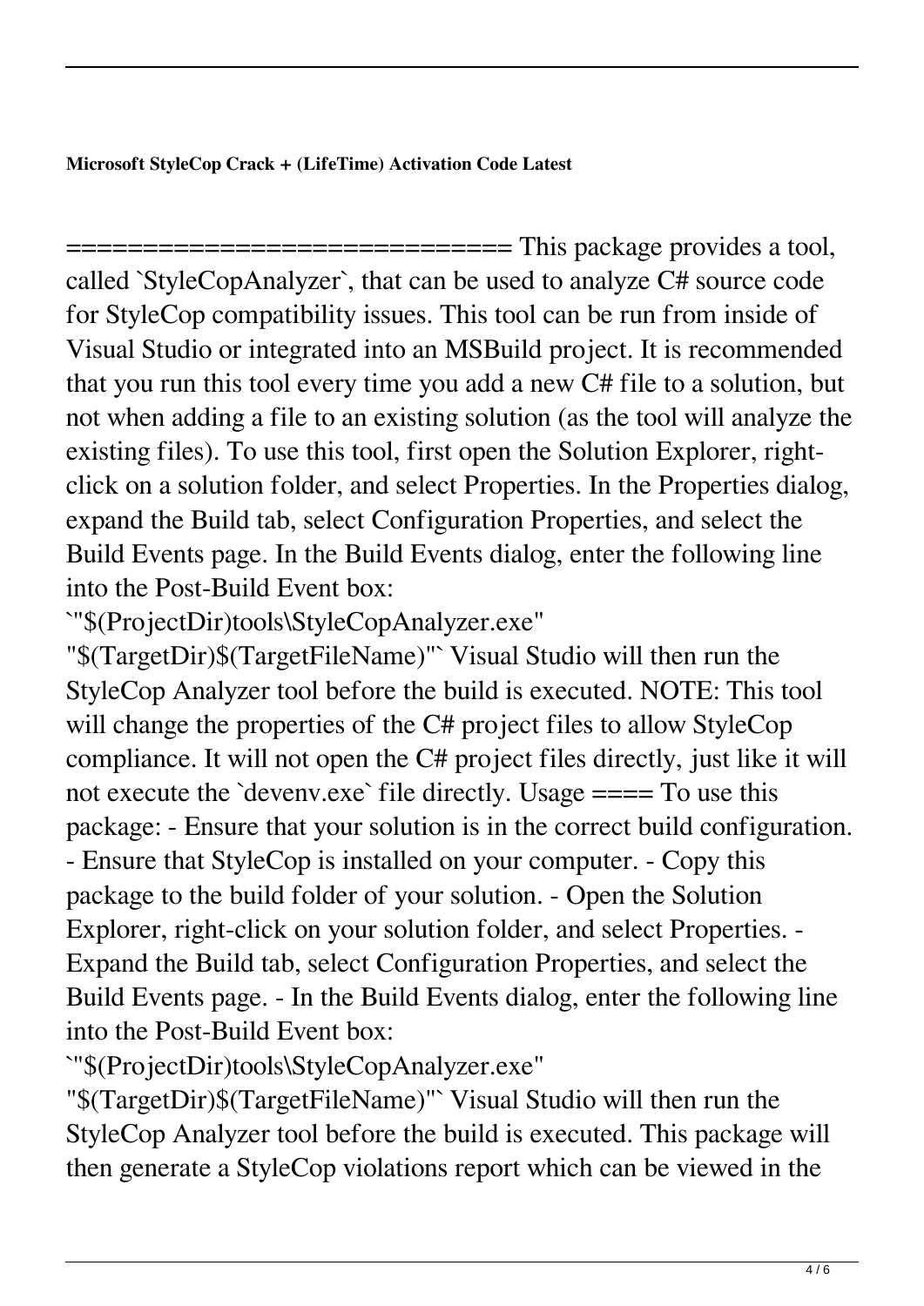**Microsoft StyleCop Crack + (LifeTime) Activation Code Latest**

============================ This package provides a tool, called `StyleCopAnalyzer`, that can be used to analyze C# source code for StyleCop compatibility issues. This tool can be run from inside of Visual Studio or integrated into an MSBuild project. It is recommended that you run this tool every time you add a new C# file to a solution, but not when adding a file to an existing solution (as the tool will analyze the existing files). To use this tool, first open the Solution Explorer, right-click on a solution folder, and select Properties. In the Properties dialog, expand the Build tab, select Configuration Properties, and select the Build Events page. In the Build Events dialog, enter the following line into the Post-Build Event box: `"$(ProjectDir)tools\StyleCopAnalyzer.exe" "$(TargetDir)$(TargetFileName)"` Visual Studio will then run the StyleCop Analyzer tool before the build is executed. NOTE: This tool will change the properties of the C# project files to allow StyleCop compliance. It will not open the C# project files directly, just like it will not execute the `devenv.exe` file directly. Usage ==== To use this package: - Ensure that your solution is in the correct build configuration. - Ensure that StyleCop is installed on your computer. - Copy this package to the build folder of your solution. - Open the Solution Explorer, right-click on your solution folder, and select Properties. - Expand the Build tab, select Configuration Properties, and select the Build Events page. - In the Build Events dialog, enter the following line into the Post-Build Event box: `"$(ProjectDir)tools\StyleCopAnalyzer.exe" "$(TargetDir)$(TargetFileName)"` Visual Studio will then run the StyleCop Analyzer tool before the build is executed. This package will then generate a StyleCop violations report which can be viewed in the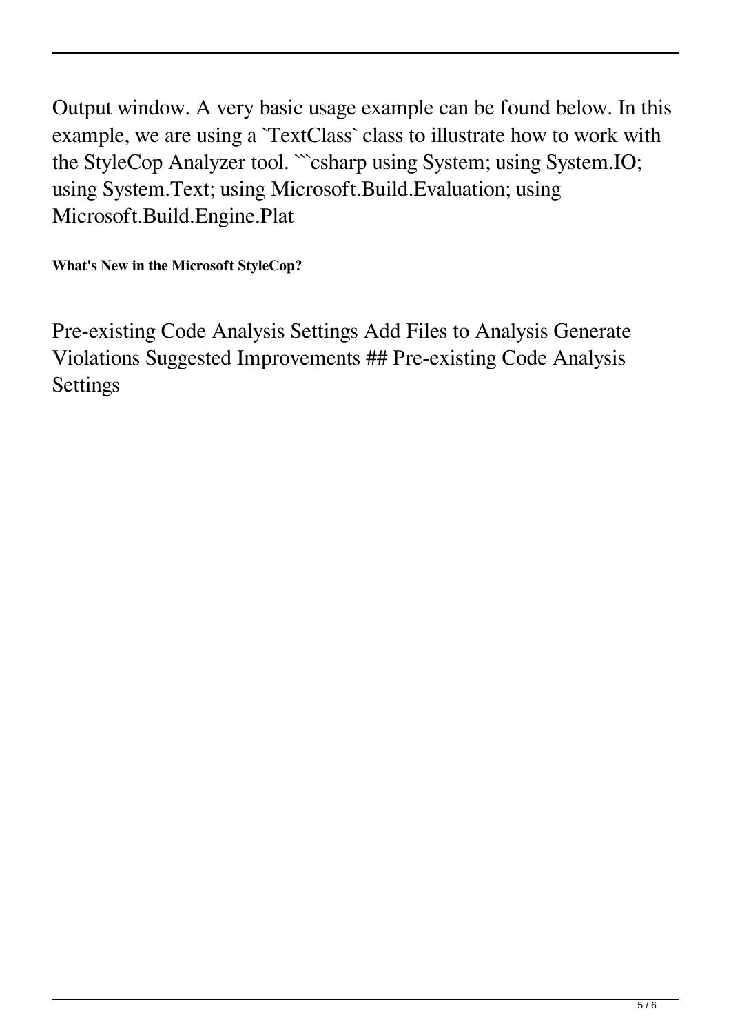Output window. A very basic usage example can be found below. In this example, we are using a `TextClass` class to illustrate how to work with the StyleCop Analyzer tool. ```csharp using System; using System.IO; using System.Text; using Microsoft.Build.Evaluation; using Microsoft.Build.Engine.Plat

**What's New in the Microsoft StyleCop?**

Pre-existing Code Analysis Settings Add Files to Analysis Generate Violations Suggested Improvements ## Pre-existing Code Analysis Settings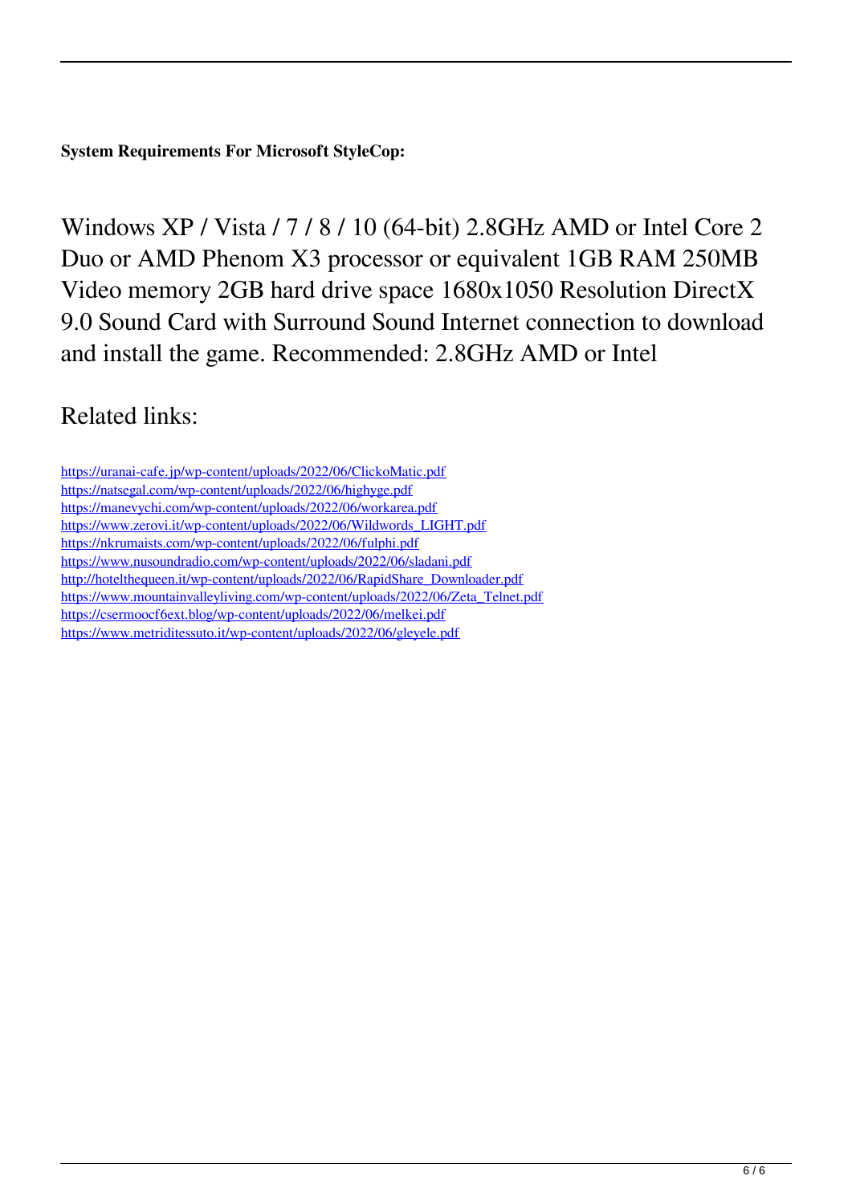**System Requirements For Microsoft StyleCop:**

Windows XP / Vista / 7 / 8 / 10 (64-bit) 2.8GHz AMD or Intel Core 2 Duo or AMD Phenom X3 processor or equivalent 1GB RAM 250MB Video memory 2GB hard drive space 1680x1050 Resolution DirectX 9.0 Sound Card with Surround Sound Internet connection to download and install the game. Recommended: 2.8GHz AMD or Intel

Related links:

https://uranai-cafe.jp/wp-content/uploads/2022/06/ClickoMatic.pdf
https://natsegal.com/wp-content/uploads/2022/06/highyge.pdf
https://manevychi.com/wp-content/uploads/2022/06/workarea.pdf
https://www.zerovi.it/wp-content/uploads/2022/06/Wildwords_LIGHT.pdf
https://nkrumaists.com/wp-content/uploads/2022/06/fulphi.pdf
https://www.nusoundradio.com/wp-content/uploads/2022/06/sladani.pdf
http://hotelthequeen.it/wp-content/uploads/2022/06/RapidShare_Downloader.pdf
https://www.mountainvalleyliving.com/wp-content/uploads/2022/06/Zeta_Telnet.pdf
https://csermoocf6ext.blog/wp-content/uploads/2022/06/melkei.pdf
https://www.metriditessuto.it/wp-content/uploads/2022/06/gleyele.pdf